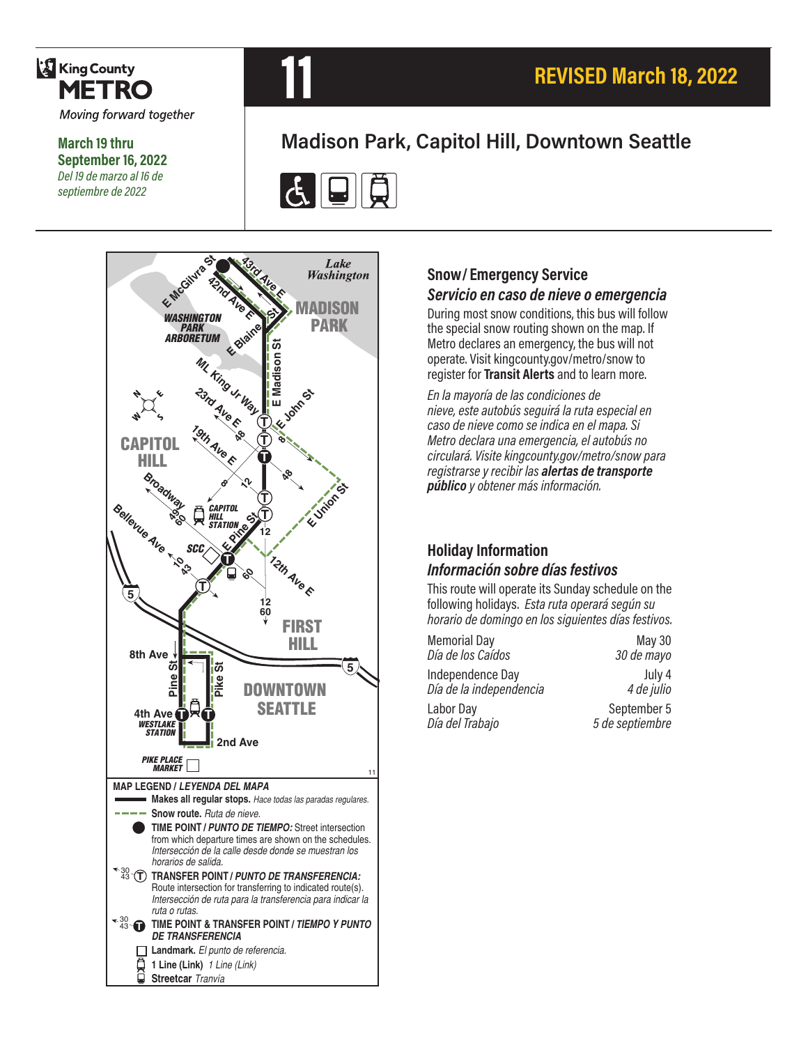King County METRO

*Moving forward together*

**March 19 thru September 16, 2022**

*Del 19 de marzo al 16 de septiembre de 2022*

# 11

**REVISED March 18, 2022**

## Madison Park, Capitol Hill, Downtown Seattle

MAP LEGEND / *LEYENDA DEL MAPA*

- **Makes all regular stops.** *Hace todas las paradas regulares.*
- **Snow route.** *Ruta de nieve.*
- **TIME POINT / *PUNTO DE TIEMPO:*** Street intersection from which departure times are shown on the schedules. *Intersección de la calle desde donde se muestran los horarios de salida.*
- **TRANSFER POINT / *PUNTO DE TRANSFERENCIA:*** Route intersection for transferring to indicated route(s). *Intersección de ruta para la transferencia para indicar la ruta o rutas.*
- **TIME POINT & TRANSFER POINT / *TIEMPO Y PUNTO DE TRANSFERENCIA***
- **Landmark.** *El punto de referencia.*
- **1 Line (Link)** *1 Line (Link)*
- **Streetcar** *Tranvía*

### Snow / Emergency Service

### *Servicio en caso de nieve o emergencia*

During most snow conditions, this bus will follow the special snow routing shown on the map. If Metro declares an emergency, the bus will not operate. Visit kingcounty.gov/metro/snow to register for **Transit Alerts** and to learn more.

*En la mayoría de las condiciones de nieve, este autobús seguirá la ruta especial en caso de nieve como se indica en el mapa. Si Metro declara una emergencia, el autobús no circulará. Visite kingcounty.gov/metro/snow para registrarse y recibir las **alertas de transporte público** y obtener más información.*

### Holiday Information

### *Información sobre días festivos*

This route will operate its Sunday schedule on the following holidays. *Esta ruta operará según su horario de domingo en los siguientes días festivos.*

| Holiday | Date |
|---|---|
| Memorial Day *Día de los Caídos* | May 30 *30 de mayo* |
| Independence Day *Día de la independencia* | July 4 *4 de julio* |
| Labor Day *Día del Trabajo* | September 5 *5 de septiembre* |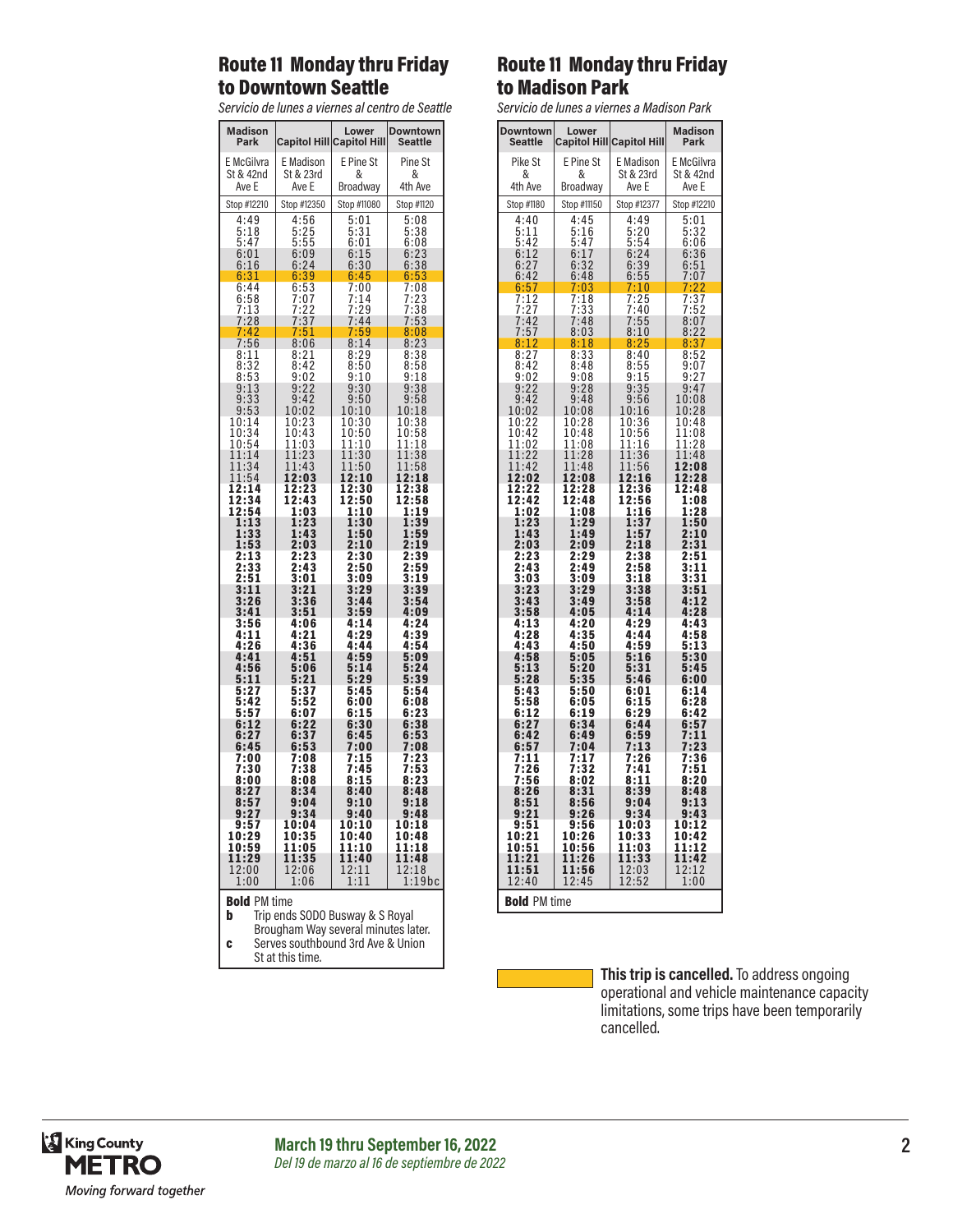## Route 11 Monday thru Friday to Downtown Seattle

*Servicio de lunes a viernes al centro de Seattle*

| Madison Park | Capitol Hill | Lower Capitol Hill | Downtown Seattle |
|---|---|---|---|
| E McGilvra St & 42nd Ave E | E Madison St & 23rd Ave E | E Pine St & Broadway | Pine St & 4th Ave |
| Stop #12210 | Stop #12350 | Stop #11080 | Stop #1120 |
| 4:49 | 4:56 | 5:01 | 5:08 |
| 5:18 | 5:25 | 5:31 | 5:38 |
| 5:47 | 5:55 | 6:01 | 6:08 |
| 6:01 | 6:09 | 6:15 | 6:23 |
| 6:16 | 6:24 | 6:30 | 6:38 |
| 6:31 | 6:39 | 6:45 | 6:53 |
| 6:44 | 6:53 | 7:00 | 7:08 |
| 6:58 | 7:07 | 7:14 | 7:23 |
| 7:13 | 7:22 | 7:29 | 7:38 |
| 7:28 | 7:37 | 7:44 | 7:53 |
| 7:42 | 7:51 | 7:59 | 8:08 |
| 7:56 | 8:06 | 8:14 | 8:23 |
| 8:11 | 8:21 | 8:29 | 8:38 |
| 8:32 | 8:42 | 8:50 | 8:58 |
| 8:53 | 9:02 | 9:10 | 9:18 |
| 9:13 | 9:22 | 9:30 | 9:38 |
| 9:33 | 9:42 | 9:50 | 9:58 |
| 9:53 | 10:02 | 10:10 | 10:18 |
| 10:14 | 10:23 | 10:30 | 10:38 |
| 10:34 | 10:43 | 10:50 | 10:58 |
| 10:54 | 11:03 | 11:10 | 11:18 |
| 11:14 | 11:23 | 11:30 | 11:38 |
| 11:34 | 11:43 | 11:50 | 11:58 |
| 11:54 | **12:03** | **12:10** | **12:18** |
| **12:14** | **12:23** | **12:30** | **12:38** |
| **12:34** | **12:43** | **12:50** | **12:58** |
| **12:54** | **1:03** | **1:10** | **1:19** |
| **1:13** | **1:23** | **1:30** | **1:39** |
| **1:33** | **1:43** | **1:50** | **1:59** |
| **1:53** | **2:03** | **2:10** | **2:19** |
| **2:13** | **2:23** | **2:30** | **2:39** |
| **2:33** | **2:43** | **2:50** | **2:59** |
| **2:51** | **3:01** | **3:09** | **3:19** |
| **3:11** | **3:21** | **3:29** | **3:39** |
| **3:26** | **3:36** | **3:44** | **3:54** |
| **3:41** | **3:51** | **3:59** | **4:09** |
| **3:56** | **4:06** | **4:14** | **4:24** |
| **4:11** | **4:21** | **4:29** | **4:39** |
| **4:26** | **4:36** | **4:44** | **4:54** |
| **4:41** | **4:51** | **4:59** | **5:09** |
| **4:56** | **5:06** | **5:14** | **5:24** |
| **5:11** | **5:21** | **5:29** | **5:39** |
| **5:27** | **5:37** | **5:45** | **5:54** |
| **5:42** | **5:52** | **6:00** | **6:08** |
| **5:57** | **6:07** | **6:15** | **6:23** |
| **6:12** | **6:22** | **6:30** | **6:38** |
| **6:27** | **6:37** | **6:45** | **6:53** |
| **6:45** | **6:53** | **7:00** | **7:08** |
| **7:00** | **7:08** | **7:15** | **7:23** |
| **7:30** | **7:38** | **7:45** | **7:53** |
| **8:00** | **8:08** | **8:15** | **8:23** |
| **8:27** | **8:34** | **8:40** | **8:48** |
| **8:57** | **9:04** | **9:10** | **9:18** |
| **9:27** | **9:34** | **9:40** | **9:48** |
| **9:57** | **10:04** | **10:10** | **10:18** |
| **10:29** | **10:35** | **10:40** | **10:48** |
| **10:59** | **11:05** | **11:10** | **11:18** |
| **11:29** | **11:35** | **11:40** | **11:48** |
| 12:00 | 12:06 | 12:11 | 12:18 |
| 1:00 | 1:06 | 1:11 | 1:19bc |

**Bold** PM time

**b** Trip ends SODO Busway & S Royal Brougham Way several minutes later.

**c** Serves southbound 3rd Ave & Union St at this time.

## Route 11 Monday thru Friday to Madison Park

*Servicio de lunes a viernes a Madison Park*

| Downtown Seattle | Lower Capitol Hill | Capitol Hill | Madison Park |
|---|---|---|---|
| Pike St & 4th Ave | E Pine St & Broadway | E Madison St & 23rd Ave E | E McGilvra St & 42nd Ave E |
| Stop #1180 | Stop #11150 | Stop #12377 | Stop #12210 |
| 4:40 | 4:45 | 4:49 | 5:01 |
| 5:11 | 5:16 | 5:20 | 5:32 |
| 5:42 | 5:47 | 5:54 | 6:06 |
| 6:12 | 6:17 | 6:24 | 6:36 |
| 6:27 | 6:32 | 6:39 | 6:51 |
| 6:42 | 6:48 | 6:55 | 7:07 |
| 6:57 | 7:03 | 7:10 | 7:22 |
| 7:12 | 7:18 | 7:25 | 7:37 |
| 7:27 | 7:33 | 7:40 | 7:52 |
| 7:42 | 7:48 | 7:55 | 8:07 |
| 7:57 | 8:03 | 8:10 | 8:22 |
| 8:12 | 8:18 | 8:25 | 8:37 |
| 8:27 | 8:33 | 8:40 | 8:52 |
| 8:42 | 8:48 | 8:55 | 9:07 |
| 9:02 | 9:08 | 9:15 | 9:27 |
| 9:22 | 9:28 | 9:35 | 9:47 |
| 9:42 | 9:48 | 9:56 | 10:08 |
| 10:02 | 10:08 | 10:16 | 10:28 |
| 10:22 | 10:28 | 10:36 | 10:48 |
| 10:42 | 10:48 | 10:56 | 11:08 |
| 11:02 | 11:08 | 11:16 | 11:28 |
| 11:22 | 11:28 | 11:36 | 11:48 |
| 11:42 | 11:48 | 11:56 | **12:08** |
| **12:02** | **12:08** | **12:16** | **12:28** |
| **12:22** | **12:28** | **12:36** | **12:48** |
| **12:42** | **12:48** | **12:56** | **1:08** |
| **1:02** | **1:08** | **1:16** | **1:28** |
| **1:23** | **1:29** | **1:37** | **1:50** |
| **1:43** | **1:49** | **1:57** | **2:10** |
| **2:03** | **2:09** | **2:18** | **2:31** |
| **2:23** | **2:29** | **2:38** | **2:51** |
| **2:43** | **2:49** | **2:58** | **3:11** |
| **3:03** | **3:09** | **3:18** | **3:31** |
| **3:23** | **3:29** | **3:38** | **3:51** |
| **3:43** | **3:49** | **3:58** | **4:12** |
| **3:58** | **4:05** | **4:14** | **4:28** |
| **4:13** | **4:20** | **4:29** | **4:43** |
| **4:28** | **4:35** | **4:44** | **4:58** |
| **4:43** | **4:50** | **4:59** | **5:13** |
| **4:58** | **5:05** | **5:16** | **5:30** |
| **5:13** | **5:20** | **5:31** | **5:45** |
| **5:28** | **5:35** | **5:46** | **6:00** |
| **5:43** | **5:50** | **6:01** | **6:14** |
| **5:58** | **6:05** | **6:15** | **6:28** |
| **6:12** | **6:19** | **6:29** | **6:42** |
| **6:27** | **6:34** | **6:44** | **6:57** |
| **6:42** | **6:49** | **6:59** | **7:11** |
| **6:57** | **7:04** | **7:13** | **7:23** |
| **7:11** | **7:17** | **7:26** | **7:36** |
| **7:26** | **7:32** | **7:41** | **7:51** |
| **7:56** | **8:02** | **8:11** | **8:20** |
| **8:26** | **8:31** | **8:39** | **8:48** |
| **8:51** | **8:56** | **9:04** | **9:13** |
| **9:21** | **9:26** | **9:34** | **9:43** |
| **9:51** | **9:56** | **10:03** | **10:12** |
| **10:21** | **10:26** | **10:33** | **10:42** |
| **10:51** | **10:56** | **11:03** | **11:12** |
| **11:21** | **11:26** | **11:33** | **11:42** |
| **11:51** | **11:56** | 12:03 | 12:12 |
| 12:40 | 12:45 | 12:52 | 1:00 |

**Bold** PM time

**This trip is cancelled.** To address ongoing operational and vehicle maintenance capacity limitations, some trips have been temporarily cancelled. (Cancelled trips: to Downtown Seattle — 6:31 and 7:42 departures from Madison Park; to Madison Park — 6:57 and 8:12 departures from Downtown Seattle.)

King County METRO — *Moving forward together*

**March 19 thru September 16, 2022**
*Del 19 de marzo al 16 de septiembre de 2022*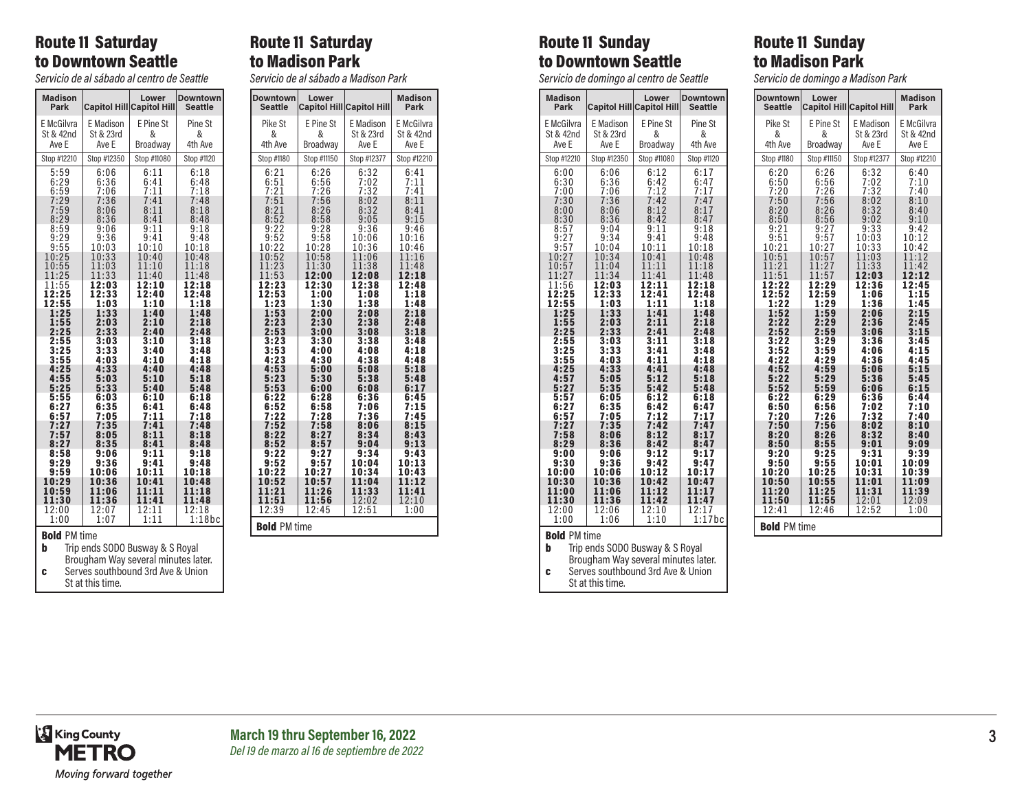## Route 11 Saturday to Downtown Seattle

*Servicio de al sábado al centro de Seattle*

| Madison Park | Capitol Hill | Lower Capitol Hill | Downtown Seattle |
|---|---|---|---|
| E McGilvra St & 42nd Ave E | E Madison St & 23rd Ave E | E Pine St & Broadway | Pine St & 4th Ave |
| Stop #12210 | Stop #12350 | Stop #11080 | Stop #1120 |
| 5:59 | 6:06 | 6:11 | 6:18 |
| 6:29 | 6:36 | 6:41 | 6:48 |
| 6:59 | 7:06 | 7:11 | 7:18 |
| 7:29 | 7:36 | 7:41 | 7:48 |
| 7:59 | 8:06 | 8:11 | 8:18 |
| 8:29 | 8:36 | 8:41 | 8:48 |
| 8:59 | 9:06 | 9:11 | 9:18 |
| 9:29 | 9:36 | 9:41 | 9:48 |
| 9:55 | 10:03 | 10:10 | 10:18 |
| 10:25 | 10:33 | 10:40 | 10:48 |
| 10:55 | 11:03 | 11:10 | 11:18 |
| 11:25 | 11:33 | 11:40 | 11:48 |
| 11:55 | **12:03** | **12:10** | **12:18** |
| **12:25** | **12:33** | **12:40** | **12:48** |
| **12:55** | **1:03** | **1:10** | **1:18** |
| **1:25** | **1:33** | **1:40** | **1:48** |
| **1:55** | **2:03** | **2:10** | **2:18** |
| **2:25** | **2:33** | **2:40** | **2:48** |
| **2:55** | **3:03** | **3:10** | **3:18** |
| **3:25** | **3:33** | **3:40** | **3:48** |
| **3:55** | **4:03** | **4:10** | **4:18** |
| **4:25** | **4:33** | **4:40** | **4:48** |
| **4:55** | **5:03** | **5:10** | **5:18** |
| **5:25** | **5:33** | **5:40** | **5:48** |
| **5:55** | **6:03** | **6:10** | **6:18** |
| **6:27** | **6:35** | **6:41** | **6:48** |
| **6:57** | **7:05** | **7:11** | **7:18** |
| **7:27** | **7:35** | **7:41** | **7:48** |
| **7:57** | **8:05** | **8:11** | **8:18** |
| **8:27** | **8:35** | **8:41** | **8:48** |
| **8:58** | **9:06** | **9:11** | **9:18** |
| **9:29** | **9:36** | **9:41** | **9:48** |
| **9:59** | **10:06** | **10:11** | **10:18** |
| **10:29** | **10:36** | **10:41** | **10:48** |
| **10:59** | **11:06** | **11:11** | **11:18** |
| **11:30** | **11:36** | **11:41** | **11:48** |
| 12:00 | 12:07 | 12:11 | 12:18 |
| 1:00 | 1:07 | 1:11 | 1:18bc |

**Bold** PM time

**b** Trip ends SODO Busway & S Royal Brougham Way several minutes later.

**c** Serves southbound 3rd Ave & Union St at this time.

## Route 11 Saturday to Madison Park

*Servicio de al sábado a Madison Park*

| Downtown Seattle | Lower Capitol Hill | Capitol Hill | Madison Park |
|---|---|---|---|
| Pike St & 4th Ave | E Pine St & Broadway | E Madison St & 23rd Ave E | E McGilvra St & 42nd Ave E |
| Stop #1180 | Stop #11150 | Stop #12377 | Stop #12210 |
| 6:21 | 6:26 | 6:32 | 6:41 |
| 6:51 | 6:56 | 7:02 | 7:11 |
| 7:21 | 7:26 | 7:32 | 7:41 |
| 7:51 | 7:56 | 8:02 | 8:11 |
| 8:21 | 8:26 | 8:32 | 8:41 |
| 8:52 | 8:58 | 9:05 | 9:15 |
| 9:22 | 9:28 | 9:36 | 9:46 |
| 9:52 | 9:58 | 10:06 | 10:16 |
| 10:22 | 10:28 | 10:36 | 10:46 |
| 10:52 | 10:58 | 11:06 | 11:16 |
| 11:23 | 11:30 | 11:38 | 11:48 |
| 11:53 | **12:00** | **12:08** | **12:18** |
| **12:23** | **12:30** | **12:38** | **12:48** |
| **12:53** | **1:00** | **1:08** | **1:18** |
| **1:23** | **1:30** | **1:38** | **1:48** |
| **1:53** | **2:00** | **2:08** | **2:18** |
| **2:23** | **2:30** | **2:38** | **2:48** |
| **2:53** | **3:00** | **3:08** | **3:18** |
| **3:23** | **3:30** | **3:38** | **3:48** |
| **3:53** | **4:00** | **4:08** | **4:18** |
| **4:23** | **4:30** | **4:38** | **4:48** |
| **4:53** | **5:00** | **5:08** | **5:18** |
| **5:23** | **5:30** | **5:38** | **5:48** |
| **5:53** | **6:00** | **6:08** | **6:17** |
| **6:22** | **6:28** | **6:36** | **6:45** |
| **6:52** | **6:58** | **7:06** | **7:15** |
| **7:22** | **7:28** | **7:36** | **7:45** |
| **7:52** | **7:58** | **8:06** | **8:15** |
| **8:22** | **8:27** | **8:34** | **8:43** |
| **8:52** | **8:57** | **9:04** | **9:13** |
| **9:22** | **9:27** | **9:34** | **9:43** |
| **9:52** | **9:57** | **10:04** | **10:13** |
| **10:22** | **10:27** | **10:34** | **10:43** |
| **10:52** | **10:57** | **11:04** | **11:12** |
| **11:21** | **11:26** | **11:33** | **11:41** |
| **11:51** | **11:56** | 12:02 | 12:10 |
| 12:39 | 12:45 | 12:51 | 1:00 |

**Bold** PM time

## Route 11 Sunday to Downtown Seattle

*Servicio de domingo al centro de Seattle*

| Madison Park | Capitol Hill | Lower Capitol Hill | Downtown Seattle |
|---|---|---|---|
| E McGilvra St & 42nd Ave E | E Madison St & 23rd Ave E | E Pine St & Broadway | Pine St & 4th Ave |
| Stop #12210 | Stop #12350 | Stop #11080 | Stop #1120 |
| 6:00 | 6:06 | 6:12 | 6:17 |
| 6:30 | 6:36 | 6:42 | 6:47 |
| 7:00 | 7:06 | 7:12 | 7:17 |
| 7:30 | 7:36 | 7:42 | 7:47 |
| 8:00 | 8:06 | 8:12 | 8:17 |
| 8:30 | 8:36 | 8:42 | 8:47 |
| 8:57 | 9:04 | 9:11 | 9:18 |
| 9:27 | 9:34 | 9:41 | 9:48 |
| 9:57 | 10:04 | 10:11 | 10:18 |
| 10:27 | 10:34 | 10:41 | 10:48 |
| 10:57 | 11:04 | 11:11 | 11:18 |
| 11:27 | 11:34 | 11:41 | 11:48 |
| 11:56 | **12:03** | **12:11** | **12:18** |
| **12:25** | **12:33** | **12:41** | **12:48** |
| **12:55** | **1:03** | **1:11** | **1:18** |
| **1:25** | **1:33** | **1:41** | **1:48** |
| **1:55** | **2:03** | **2:11** | **2:18** |
| **2:25** | **2:33** | **2:41** | **2:48** |
| **2:55** | **3:03** | **3:11** | **3:18** |
| **3:25** | **3:33** | **3:41** | **3:48** |
| **3:55** | **4:03** | **4:11** | **4:18** |
| **4:25** | **4:33** | **4:41** | **4:48** |
| **4:57** | **5:05** | **5:12** | **5:18** |
| **5:27** | **5:35** | **5:42** | **5:48** |
| **5:57** | **6:05** | **6:12** | **6:18** |
| **6:27** | **6:35** | **6:42** | **6:47** |
| **6:57** | **7:05** | **7:12** | **7:17** |
| **7:27** | **7:35** | **7:42** | **7:47** |
| **7:58** | **8:06** | **8:12** | **8:17** |
| **8:29** | **8:36** | **8:42** | **8:47** |
| **9:00** | **9:06** | **9:12** | **9:17** |
| **9:30** | **9:36** | **9:42** | **9:47** |
| **10:00** | **10:06** | **10:12** | **10:17** |
| **10:30** | **10:36** | **10:42** | **10:47** |
| **11:00** | **11:06** | **11:12** | **11:17** |
| **11:30** | **11:36** | **11:42** | **11:47** |
| 12:00 | 12:06 | 12:10 | 12:17 |
| 1:00 | 1:06 | 1:10 | 1:17bc |

**Bold** PM time

**b** Trip ends SODO Busway & S Royal Brougham Way several minutes later.

**c** Serves southbound 3rd Ave & Union St at this time.

## Route 11 Sunday to Madison Park

*Servicio de domingo a Madison Park*

| Downtown Seattle | Lower Capitol Hill | Capitol Hill | Madison Park |
|---|---|---|---|
| Pike St & 4th Ave | E Pine St & Broadway | E Madison St & 23rd Ave E | E McGilvra St & 42nd Ave E |
| Stop #1180 | Stop #11150 | Stop #12377 | Stop #12210 |
| 6:20 | 6:26 | 6:32 | 6:40 |
| 6:50 | 6:56 | 7:02 | 7:10 |
| 7:20 | 7:26 | 7:32 | 7:40 |
| 7:50 | 7:56 | 8:02 | 8:10 |
| 8:20 | 8:26 | 8:32 | 8:40 |
| 8:50 | 8:56 | 9:02 | 9:10 |
| 9:21 | 9:27 | 9:33 | 9:42 |
| 9:51 | 9:57 | 10:03 | 10:12 |
| 10:21 | 10:27 | 10:33 | 10:42 |
| 10:51 | 10:57 | 11:03 | 11:12 |
| 11:21 | 11:27 | 11:33 | 11:42 |
| 11:51 | 11:57 | **12:03** | **12:12** |
| **12:22** | **12:29** | **12:36** | **12:45** |
| **12:52** | **12:59** | **1:06** | **1:15** |
| **1:22** | **1:29** | **1:36** | **1:45** |
| **1:52** | **1:59** | **2:06** | **2:15** |
| **2:22** | **2:29** | **2:36** | **2:45** |
| **2:52** | **2:59** | **3:06** | **3:15** |
| **3:22** | **3:29** | **3:36** | **3:45** |
| **3:52** | **3:59** | **4:06** | **4:15** |
| **4:22** | **4:29** | **4:36** | **4:45** |
| **4:52** | **4:59** | **5:06** | **5:15** |
| **5:22** | **5:29** | **5:36** | **5:45** |
| **5:52** | **5:59** | **6:06** | **6:15** |
| **6:22** | **6:29** | **6:36** | **6:44** |
| **6:50** | **6:56** | **7:02** | **7:10** |
| **7:20** | **7:26** | **7:32** | **7:40** |
| **7:50** | **7:56** | **8:02** | **8:10** |
| **8:20** | **8:26** | **8:32** | **8:40** |
| **8:50** | **8:55** | **9:01** | **9:09** |
| **9:20** | **9:25** | **9:31** | **9:39** |
| **9:50** | **9:55** | **10:01** | **10:09** |
| **10:20** | **10:25** | **10:31** | **10:39** |
| **10:50** | **10:55** | **11:01** | **11:09** |
| **11:20** | **11:25** | **11:31** | **11:39** |
| **11:50** | **11:55** | 12:01 | 12:09 |
| 12:41 | 12:46 | 12:52 | 1:00 |

**Bold** PM time

King County METRO

*Moving forward together*

**March 19 thru September 16, 2022**

*Del 19 de marzo al 16 de septiembre de 2022*